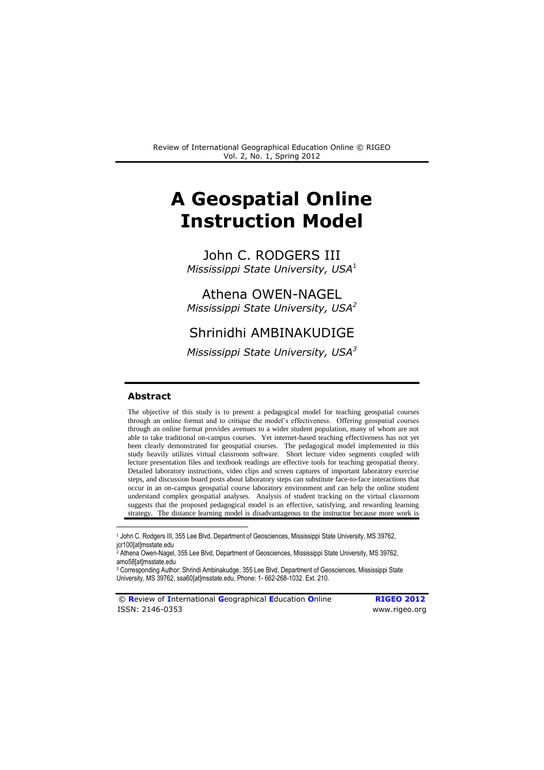# A Geospatial Online Instruction Model

John C. RODGERS III
*Mississippi State University, USA*[1]

Athena OWEN-NAGEL
*Mississippi State University, USA*[2]

Shrinidhi AMBINAKUDIGE
*Mississippi State University, USA*[3]

### Abstract

The objective of this study is to present a pedagogical model for teaching geospatial courses through an online format and to critique the model's effectiveness. Offering geospatial courses through an online format provides avenues to a wider student population, many of whom are not able to take traditional on-campus courses. Yet internet-based teaching effectiveness has not yet been clearly demonstrated for geospatial courses. The pedagogical model implemented in this study heavily utilizes virtual classroom software. Short lecture video segments coupled with lecture presentation files and textbook readings are effective tools for teaching geospatial theory. Detailed laboratory instructions, video clips and screen captures of important laboratory exercise steps, and discussion board posts about laboratory steps can substitute face-to-face interactions that occur in an on-campus geospatial course laboratory environment and can help the online student understand complex geospatial analyses. Analysis of student tracking on the virtual classroom suggests that the proposed pedagogical model is an effective, satisfying, and rewarding learning strategy. The distance learning model is disadvantageous to the instructor because more work is

---

[1] John C. Rodgers III, 355 Lee Blvd, Department of Geosciences, Mississippi State University, MS 39762, jcr100[at]msstate.edu

[2] Athena Owen-Nagel, 355 Lee Blvd, Department of Geosciences, Mississippi State University, MS 39762, amo58[at]msstate.edu

[3] Corresponding Author: Shrindi Ambinakudge, 355 Lee Blvd, Department of Geosciences, Mississippi State University, MS 39762, ssa60[at]msstate.edu, Phone: 1- 662-268-1032. Ext. 210.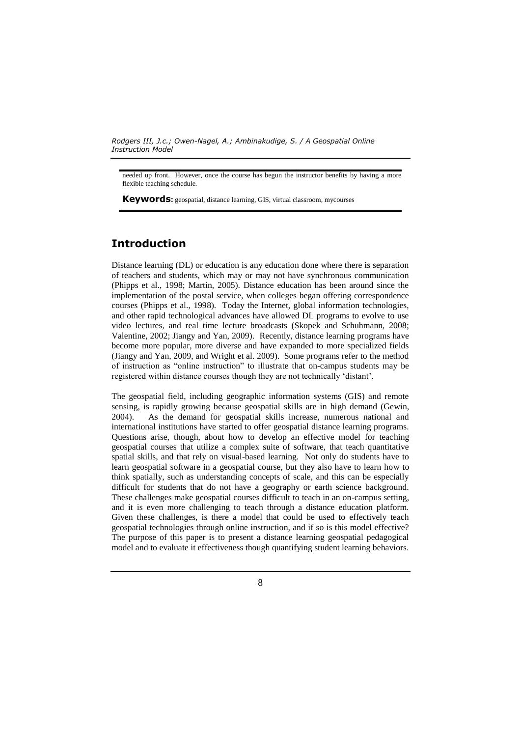needed up front. However, once the course has begun the instructor benefits by having a more flexible teaching schedule.

**Keywords:** geospatial, distance learning, GIS, virtual classroom, mycourses

## Introduction

Distance learning (DL) or education is any education done where there is separation of teachers and students, which may or may not have synchronous communication (Phipps et al., 1998; Martin, 2005). Distance education has been around since the implementation of the postal service, when colleges began offering correspondence courses (Phipps et al., 1998). Today the Internet, global information technologies, and other rapid technological advances have allowed DL programs to evolve to use video lectures, and real time lecture broadcasts (Skopek and Schuhmann, 2008; Valentine, 2002; Jiangy and Yan, 2009). Recently, distance learning programs have become more popular, more diverse and have expanded to more specialized fields (Jiangy and Yan, 2009, and Wright et al. 2009). Some programs refer to the method of instruction as "online instruction" to illustrate that on-campus students may be registered within distance courses though they are not technically 'distant'.

The geospatial field, including geographic information systems (GIS) and remote sensing, is rapidly growing because geospatial skills are in high demand (Gewin, 2004). As the demand for geospatial skills increase, numerous national and international institutions have started to offer geospatial distance learning programs. Questions arise, though, about how to develop an effective model for teaching geospatial courses that utilize a complex suite of software, that teach quantitative spatial skills, and that rely on visual-based learning. Not only do students have to learn geospatial software in a geospatial course, but they also have to learn how to think spatially, such as understanding concepts of scale, and this can be especially difficult for students that do not have a geography or earth science background. These challenges make geospatial courses difficult to teach in an on-campus setting, and it is even more challenging to teach through a distance education platform. Given these challenges, is there a model that could be used to effectively teach geospatial technologies through online instruction, and if so is this model effective? The purpose of this paper is to present a distance learning geospatial pedagogical model and to evaluate it effectiveness though quantifying student learning behaviors.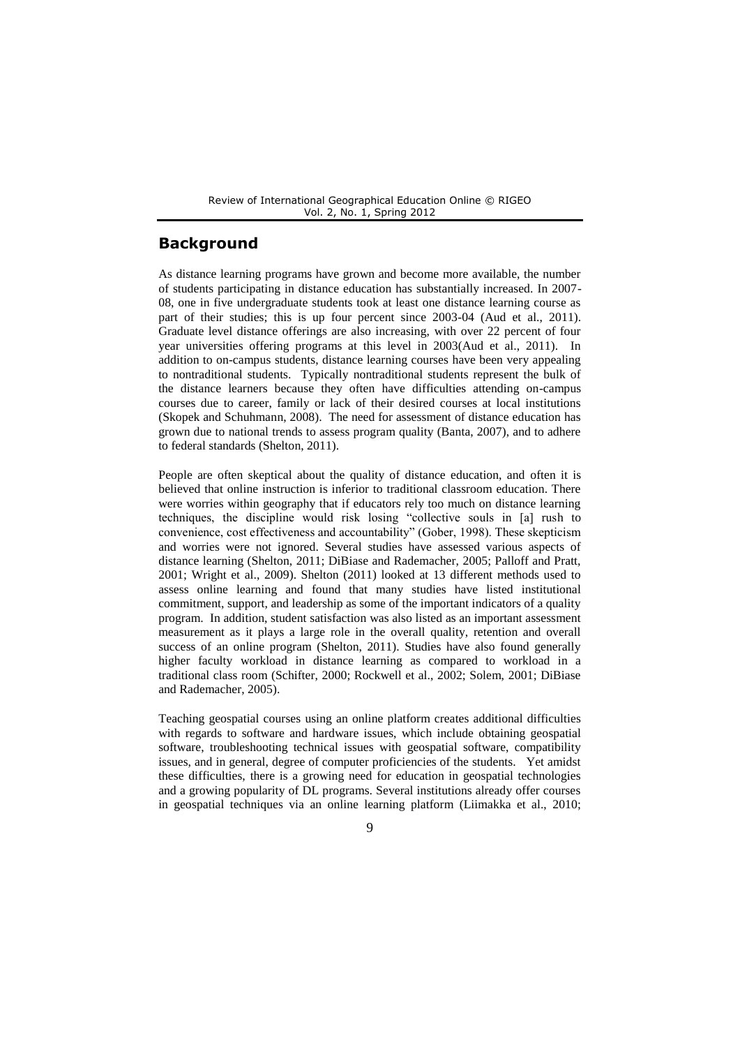## Background

As distance learning programs have grown and become more available, the number of students participating in distance education has substantially increased. In 2007-08, one in five undergraduate students took at least one distance learning course as part of their studies; this is up four percent since 2003-04 (Aud et al., 2011). Graduate level distance offerings are also increasing, with over 22 percent of four year universities offering programs at this level in 2003(Aud et al., 2011). In addition to on-campus students, distance learning courses have been very appealing to nontraditional students. Typically nontraditional students represent the bulk of the distance learners because they often have difficulties attending on-campus courses due to career, family or lack of their desired courses at local institutions (Skopek and Schuhmann, 2008). The need for assessment of distance education has grown due to national trends to assess program quality (Banta, 2007), and to adhere to federal standards (Shelton, 2011).

People are often skeptical about the quality of distance education, and often it is believed that online instruction is inferior to traditional classroom education. There were worries within geography that if educators rely too much on distance learning techniques, the discipline would risk losing "collective souls in [a] rush to convenience, cost effectiveness and accountability" (Gober, 1998). These skepticism and worries were not ignored. Several studies have assessed various aspects of distance learning (Shelton, 2011; DiBiase and Rademacher, 2005; Palloff and Pratt, 2001; Wright et al., 2009). Shelton (2011) looked at 13 different methods used to assess online learning and found that many studies have listed institutional commitment, support, and leadership as some of the important indicators of a quality program. In addition, student satisfaction was also listed as an important assessment measurement as it plays a large role in the overall quality, retention and overall success of an online program (Shelton, 2011). Studies have also found generally higher faculty workload in distance learning as compared to workload in a traditional class room (Schifter, 2000; Rockwell et al., 2002; Solem, 2001; DiBiase and Rademacher, 2005).

Teaching geospatial courses using an online platform creates additional difficulties with regards to software and hardware issues, which include obtaining geospatial software, troubleshooting technical issues with geospatial software, compatibility issues, and in general, degree of computer proficiencies of the students. Yet amidst these difficulties, there is a growing need for education in geospatial technologies and a growing popularity of DL programs. Several institutions already offer courses in geospatial techniques via an online learning platform (Liimakka et al., 2010;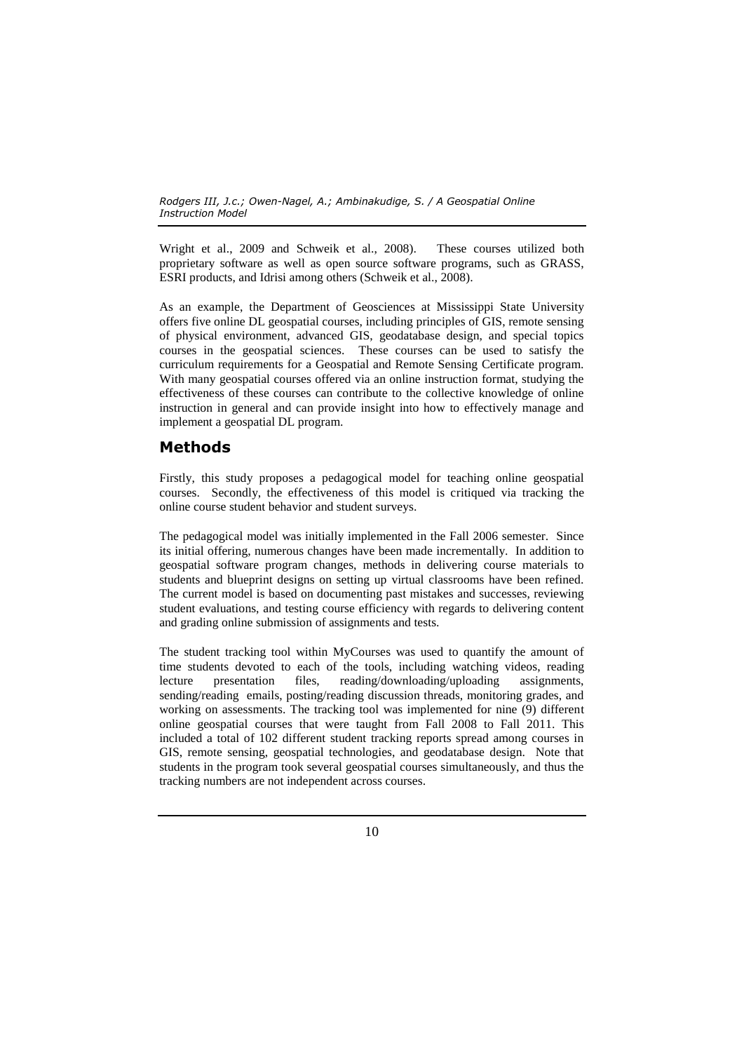Wright et al., 2009 and Schweik et al., 2008). These courses utilized both proprietary software as well as open source software programs, such as GRASS, ESRI products, and Idrisi among others (Schweik et al., 2008).

As an example, the Department of Geosciences at Mississippi State University offers five online DL geospatial courses, including principles of GIS, remote sensing of physical environment, advanced GIS, geodatabase design, and special topics courses in the geospatial sciences. These courses can be used to satisfy the curriculum requirements for a Geospatial and Remote Sensing Certificate program. With many geospatial courses offered via an online instruction format, studying the effectiveness of these courses can contribute to the collective knowledge of online instruction in general and can provide insight into how to effectively manage and implement a geospatial DL program.

## Methods

Firstly, this study proposes a pedagogical model for teaching online geospatial courses. Secondly, the effectiveness of this model is critiqued via tracking the online course student behavior and student surveys.

The pedagogical model was initially implemented in the Fall 2006 semester. Since its initial offering, numerous changes have been made incrementally. In addition to geospatial software program changes, methods in delivering course materials to students and blueprint designs on setting up virtual classrooms have been refined. The current model is based on documenting past mistakes and successes, reviewing student evaluations, and testing course efficiency with regards to delivering content and grading online submission of assignments and tests.

The student tracking tool within MyCourses was used to quantify the amount of time students devoted to each of the tools, including watching videos, reading lecture presentation files, reading/downloading/uploading assignments, sending/reading emails, posting/reading discussion threads, monitoring grades, and working on assessments. The tracking tool was implemented for nine (9) different online geospatial courses that were taught from Fall 2008 to Fall 2011. This included a total of 102 different student tracking reports spread among courses in GIS, remote sensing, geospatial technologies, and geodatabase design. Note that students in the program took several geospatial courses simultaneously, and thus the tracking numbers are not independent across courses.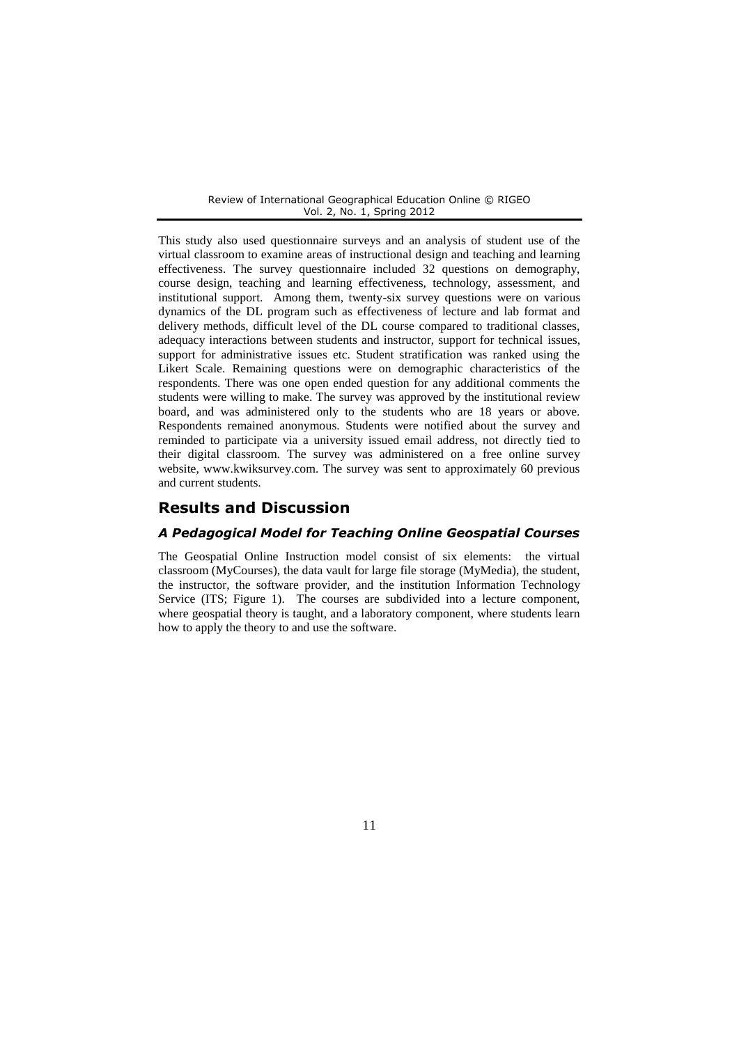This study also used questionnaire surveys and an analysis of student use of the virtual classroom to examine areas of instructional design and teaching and learning effectiveness. The survey questionnaire included 32 questions on demography, course design, teaching and learning effectiveness, technology, assessment, and institutional support. Among them, twenty-six survey questions were on various dynamics of the DL program such as effectiveness of lecture and lab format and delivery methods, difficult level of the DL course compared to traditional classes, adequacy interactions between students and instructor, support for technical issues, support for administrative issues etc. Student stratification was ranked using the Likert Scale. Remaining questions were on demographic characteristics of the respondents. There was one open ended question for any additional comments the students were willing to make. The survey was approved by the institutional review board, and was administered only to the students who are 18 years or above. Respondents remained anonymous. Students were notified about the survey and reminded to participate via a university issued email address, not directly tied to their digital classroom. The survey was administered on a free online survey website, www.kwiksurvey.com. The survey was sent to approximately 60 previous and current students.

## Results and Discussion

### *A Pedagogical Model for Teaching Online Geospatial Courses*

The Geospatial Online Instruction model consist of six elements: the virtual classroom (MyCourses), the data vault for large file storage (MyMedia), the student, the instructor, the software provider, and the institution Information Technology Service (ITS; Figure 1). The courses are subdivided into a lecture component, where geospatial theory is taught, and a laboratory component, where students learn how to apply the theory to and use the software.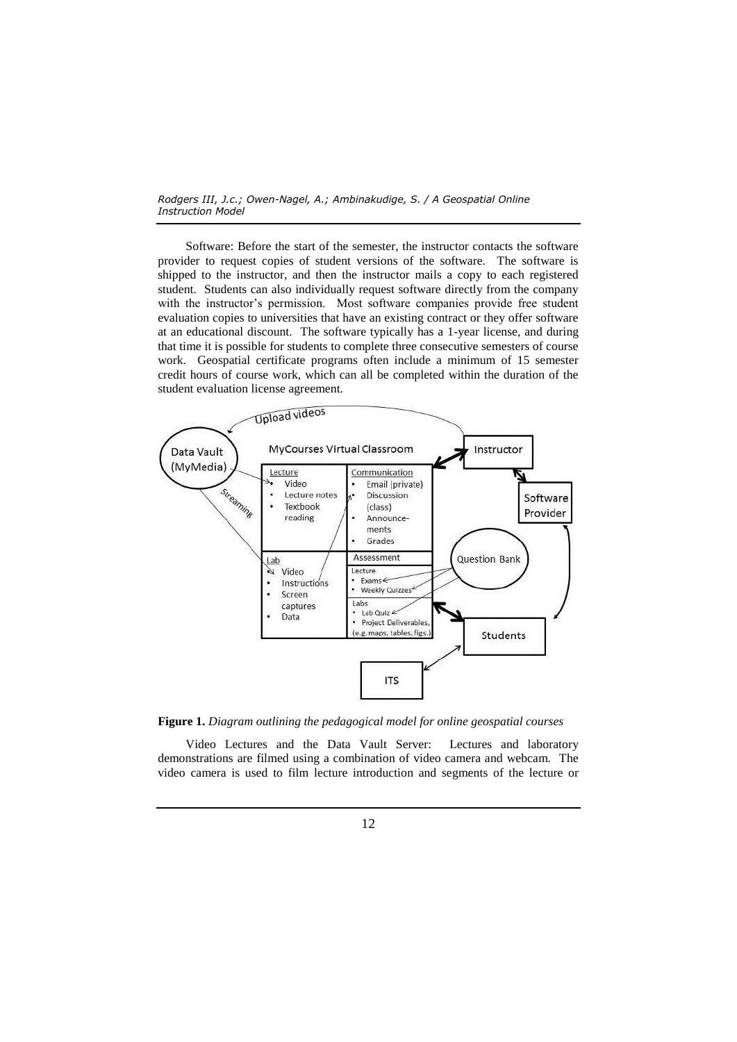Software: Before the start of the semester, the instructor contacts the software provider to request copies of student versions of the software. The software is shipped to the instructor, and then the instructor mails a copy to each registered student. Students can also individually request software directly from the company with the instructor's permission. Most software companies provide free student evaluation copies to universities that have an existing contract or they offer software at an educational discount. The software typically has a 1-year license, and during that time it is possible for students to complete three consecutive semesters of course work. Geospatial certificate programs often include a minimum of 15 semester credit hours of course work, which can all be completed within the duration of the student evaluation license agreement.

**Figure 1.** *Diagram outlining the pedagogical model for online geospatial courses*

Video Lectures and the Data Vault Server: Lectures and laboratory demonstrations are filmed using a combination of video camera and webcam. The video camera is used to film lecture introduction and segments of the lecture or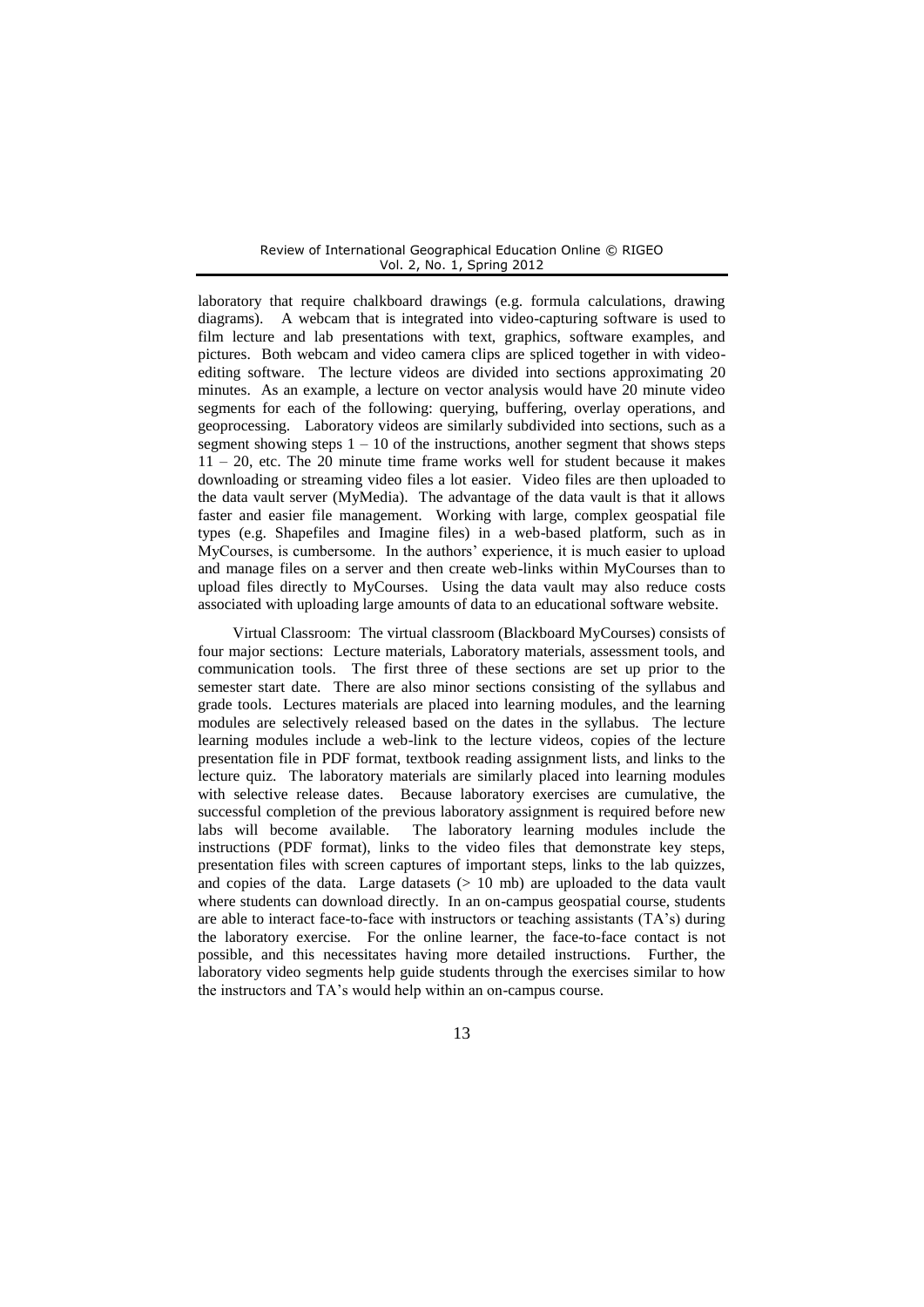laboratory that require chalkboard drawings (e.g. formula calculations, drawing diagrams). A webcam that is integrated into video-capturing software is used to film lecture and lab presentations with text, graphics, software examples, and pictures. Both webcam and video camera clips are spliced together in with video-editing software. The lecture videos are divided into sections approximating 20 minutes. As an example, a lecture on vector analysis would have 20 minute video segments for each of the following: querying, buffering, overlay operations, and geoprocessing. Laboratory videos are similarly subdivided into sections, such as a segment showing steps 1 – 10 of the instructions, another segment that shows steps 11 – 20, etc. The 20 minute time frame works well for student because it makes downloading or streaming video files a lot easier. Video files are then uploaded to the data vault server (MyMedia). The advantage of the data vault is that it allows faster and easier file management. Working with large, complex geospatial file types (e.g. Shapefiles and Imagine files) in a web-based platform, such as in MyCourses, is cumbersome. In the authors' experience, it is much easier to upload and manage files on a server and then create web-links within MyCourses than to upload files directly to MyCourses. Using the data vault may also reduce costs associated with uploading large amounts of data to an educational software website.

Virtual Classroom: The virtual classroom (Blackboard MyCourses) consists of four major sections: Lecture materials, Laboratory materials, assessment tools, and communication tools. The first three of these sections are set up prior to the semester start date. There are also minor sections consisting of the syllabus and grade tools. Lectures materials are placed into learning modules, and the learning modules are selectively released based on the dates in the syllabus. The lecture learning modules include a web-link to the lecture videos, copies of the lecture presentation file in PDF format, textbook reading assignment lists, and links to the lecture quiz. The laboratory materials are similarly placed into learning modules with selective release dates. Because laboratory exercises are cumulative, the successful completion of the previous laboratory assignment is required before new labs will become available. The laboratory learning modules include the instructions (PDF format), links to the video files that demonstrate key steps, presentation files with screen captures of important steps, links to the lab quizzes, and copies of the data. Large datasets (> 10 mb) are uploaded to the data vault where students can download directly. In an on-campus geospatial course, students are able to interact face-to-face with instructors or teaching assistants (TA's) during the laboratory exercise. For the online learner, the face-to-face contact is not possible, and this necessitates having more detailed instructions. Further, the laboratory video segments help guide students through the exercises similar to how the instructors and TA's would help within an on-campus course.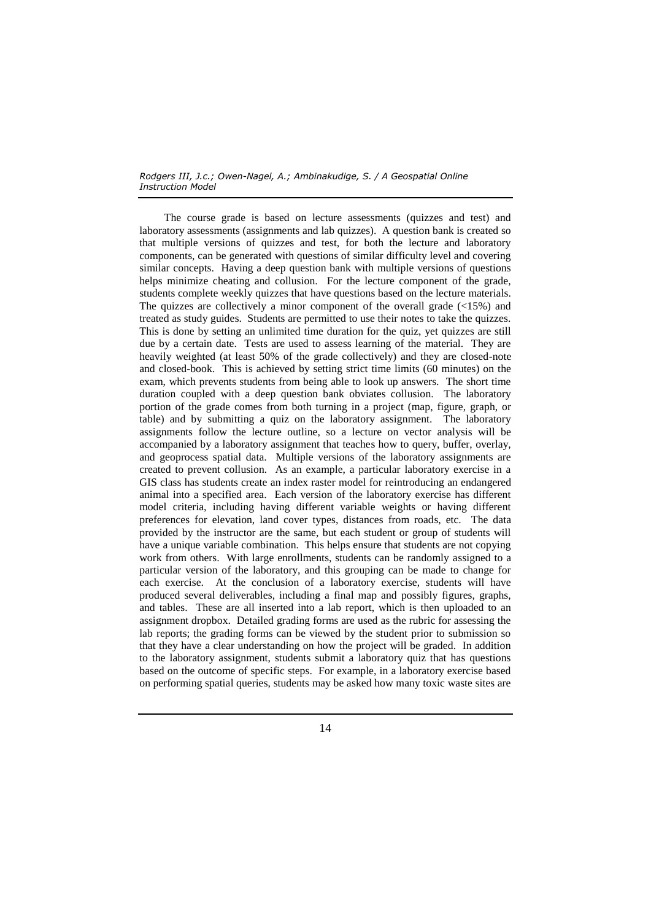The course grade is based on lecture assessments (quizzes and test) and laboratory assessments (assignments and lab quizzes). A question bank is created so that multiple versions of quizzes and test, for both the lecture and laboratory components, can be generated with questions of similar difficulty level and covering similar concepts. Having a deep question bank with multiple versions of questions helps minimize cheating and collusion. For the lecture component of the grade, students complete weekly quizzes that have questions based on the lecture materials. The quizzes are collectively a minor component of the overall grade (<15%) and treated as study guides. Students are permitted to use their notes to take the quizzes. This is done by setting an unlimited time duration for the quiz, yet quizzes are still due by a certain date. Tests are used to assess learning of the material. They are heavily weighted (at least 50% of the grade collectively) and they are closed-note and closed-book. This is achieved by setting strict time limits (60 minutes) on the exam, which prevents students from being able to look up answers. The short time duration coupled with a deep question bank obviates collusion. The laboratory portion of the grade comes from both turning in a project (map, figure, graph, or table) and by submitting a quiz on the laboratory assignment. The laboratory assignments follow the lecture outline, so a lecture on vector analysis will be accompanied by a laboratory assignment that teaches how to query, buffer, overlay, and geoprocess spatial data. Multiple versions of the laboratory assignments are created to prevent collusion. As an example, a particular laboratory exercise in a GIS class has students create an index raster model for reintroducing an endangered animal into a specified area. Each version of the laboratory exercise has different model criteria, including having different variable weights or having different preferences for elevation, land cover types, distances from roads, etc. The data provided by the instructor are the same, but each student or group of students will have a unique variable combination. This helps ensure that students are not copying work from others. With large enrollments, students can be randomly assigned to a particular version of the laboratory, and this grouping can be made to change for each exercise. At the conclusion of a laboratory exercise, students will have produced several deliverables, including a final map and possibly figures, graphs, and tables. These are all inserted into a lab report, which is then uploaded to an assignment dropbox. Detailed grading forms are used as the rubric for assessing the lab reports; the grading forms can be viewed by the student prior to submission so that they have a clear understanding on how the project will be graded. In addition to the laboratory assignment, students submit a laboratory quiz that has questions based on the outcome of specific steps. For example, in a laboratory exercise based on performing spatial queries, students may be asked how many toxic waste sites are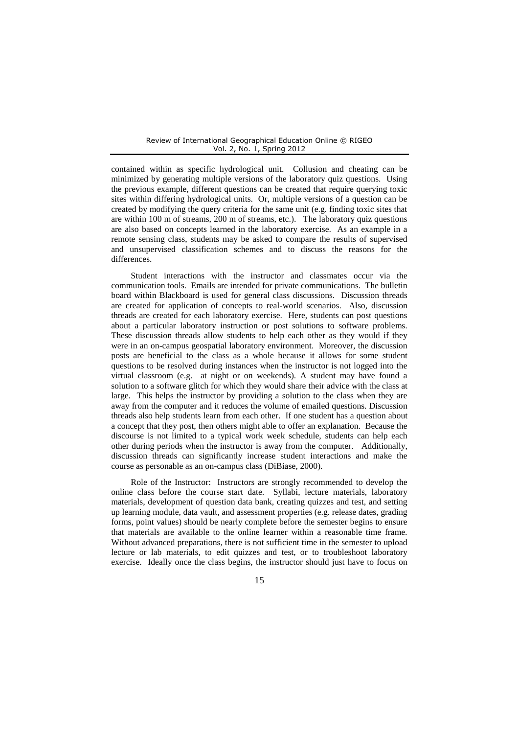contained within as specific hydrological unit. Collusion and cheating can be minimized by generating multiple versions of the laboratory quiz questions. Using the previous example, different questions can be created that require querying toxic sites within differing hydrological units. Or, multiple versions of a question can be created by modifying the query criteria for the same unit (e.g. finding toxic sites that are within 100 m of streams, 200 m of streams, etc.). The laboratory quiz questions are also based on concepts learned in the laboratory exercise. As an example in a remote sensing class, students may be asked to compare the results of supervised and unsupervised classification schemes and to discuss the reasons for the differences.

Student interactions with the instructor and classmates occur via the communication tools. Emails are intended for private communications. The bulletin board within Blackboard is used for general class discussions. Discussion threads are created for application of concepts to real-world scenarios. Also, discussion threads are created for each laboratory exercise. Here, students can post questions about a particular laboratory instruction or post solutions to software problems. These discussion threads allow students to help each other as they would if they were in an on-campus geospatial laboratory environment. Moreover, the discussion posts are beneficial to the class as a whole because it allows for some student questions to be resolved during instances when the instructor is not logged into the virtual classroom (e.g. at night or on weekends). A student may have found a solution to a software glitch for which they would share their advice with the class at large. This helps the instructor by providing a solution to the class when they are away from the computer and it reduces the volume of emailed questions. Discussion threads also help students learn from each other. If one student has a question about a concept that they post, then others might able to offer an explanation. Because the discourse is not limited to a typical work week schedule, students can help each other during periods when the instructor is away from the computer. Additionally, discussion threads can significantly increase student interactions and make the course as personable as an on-campus class (DiBiase, 2000).

Role of the Instructor: Instructors are strongly recommended to develop the online class before the course start date. Syllabi, lecture materials, laboratory materials, development of question data bank, creating quizzes and test, and setting up learning module, data vault, and assessment properties (e.g. release dates, grading forms, point values) should be nearly complete before the semester begins to ensure that materials are available to the online learner within a reasonable time frame. Without advanced preparations, there is not sufficient time in the semester to upload lecture or lab materials, to edit quizzes and test, or to troubleshoot laboratory exercise. Ideally once the class begins, the instructor should just have to focus on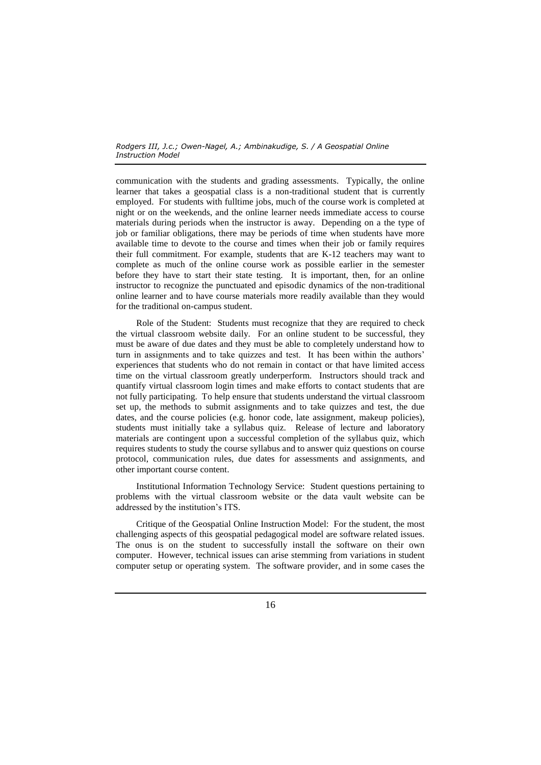communication with the students and grading assessments. Typically, the online learner that takes a geospatial class is a non-traditional student that is currently employed. For students with fulltime jobs, much of the course work is completed at night or on the weekends, and the online learner needs immediate access to course materials during periods when the instructor is away. Depending on a the type of job or familiar obligations, there may be periods of time when students have more available time to devote to the course and times when their job or family requires their full commitment. For example, students that are K-12 teachers may want to complete as much of the online course work as possible earlier in the semester before they have to start their state testing. It is important, then, for an online instructor to recognize the punctuated and episodic dynamics of the non-traditional online learner and to have course materials more readily available than they would for the traditional on-campus student.

Role of the Student: Students must recognize that they are required to check the virtual classroom website daily. For an online student to be successful, they must be aware of due dates and they must be able to completely understand how to turn in assignments and to take quizzes and test. It has been within the authors' experiences that students who do not remain in contact or that have limited access time on the virtual classroom greatly underperform. Instructors should track and quantify virtual classroom login times and make efforts to contact students that are not fully participating. To help ensure that students understand the virtual classroom set up, the methods to submit assignments and to take quizzes and test, the due dates, and the course policies (e.g. honor code, late assignment, makeup policies), students must initially take a syllabus quiz. Release of lecture and laboratory materials are contingent upon a successful completion of the syllabus quiz, which requires students to study the course syllabus and to answer quiz questions on course protocol, communication rules, due dates for assessments and assignments, and other important course content.

Institutional Information Technology Service: Student questions pertaining to problems with the virtual classroom website or the data vault website can be addressed by the institution's ITS.

Critique of the Geospatial Online Instruction Model: For the student, the most challenging aspects of this geospatial pedagogical model are software related issues. The onus is on the student to successfully install the software on their own computer. However, technical issues can arise stemming from variations in student computer setup or operating system. The software provider, and in some cases the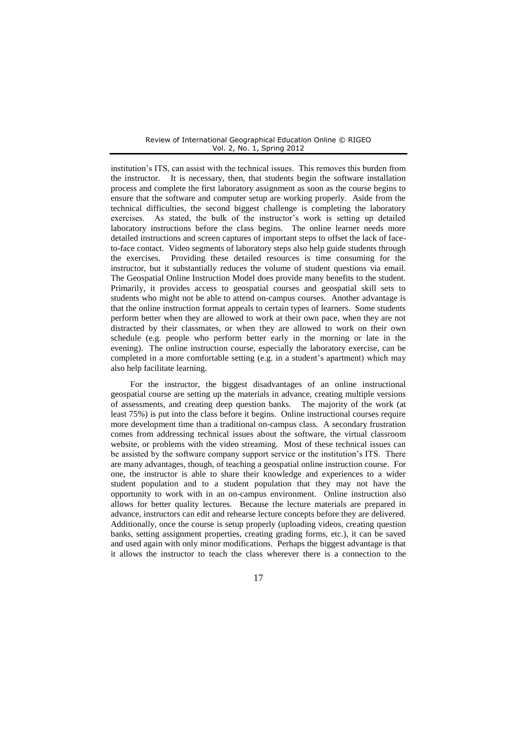institution's ITS, can assist with the technical issues. This removes this burden from the instructor. It is necessary, then, that students begin the software installation process and complete the first laboratory assignment as soon as the course begins to ensure that the software and computer setup are working properly. Aside from the technical difficulties, the second biggest challenge is completing the laboratory exercises. As stated, the bulk of the instructor's work is setting up detailed laboratory instructions before the class begins. The online learner needs more detailed instructions and screen captures of important steps to offset the lack of face-to-face contact. Video segments of laboratory steps also help guide students through the exercises. Providing these detailed resources is time consuming for the instructor, but it substantially reduces the volume of student questions via email. The Geospatial Online Instruction Model does provide many benefits to the student. Primarily, it provides access to geospatial courses and geospatial skill sets to students who might not be able to attend on-campus courses. Another advantage is that the online instruction format appeals to certain types of learners. Some students perform better when they are allowed to work at their own pace, when they are not distracted by their classmates, or when they are allowed to work on their own schedule (e.g. people who perform better early in the morning or late in the evening). The online instruction course, especially the laboratory exercise, can be completed in a more comfortable setting (e.g. in a student's apartment) which may also help facilitate learning.

For the instructor, the biggest disadvantages of an online instructional geospatial course are setting up the materials in advance, creating multiple versions of assessments, and creating deep question banks. The majority of the work (at least 75%) is put into the class before it begins. Online instructional courses require more development time than a traditional on-campus class. A secondary frustration comes from addressing technical issues about the software, the virtual classroom website, or problems with the video streaming. Most of these technical issues can be assisted by the software company support service or the institution's ITS. There are many advantages, though, of teaching a geospatial online instruction course. For one, the instructor is able to share their knowledge and experiences to a wider student population and to a student population that they may not have the opportunity to work with in an on-campus environment. Online instruction also allows for better quality lectures. Because the lecture materials are prepared in advance, instructors can edit and rehearse lecture concepts before they are delivered. Additionally, once the course is setup properly (uploading videos, creating question banks, setting assignment properties, creating grading forms, etc.), it can be saved and used again with only minor modifications. Perhaps the biggest advantage is that it allows the instructor to teach the class wherever there is a connection to the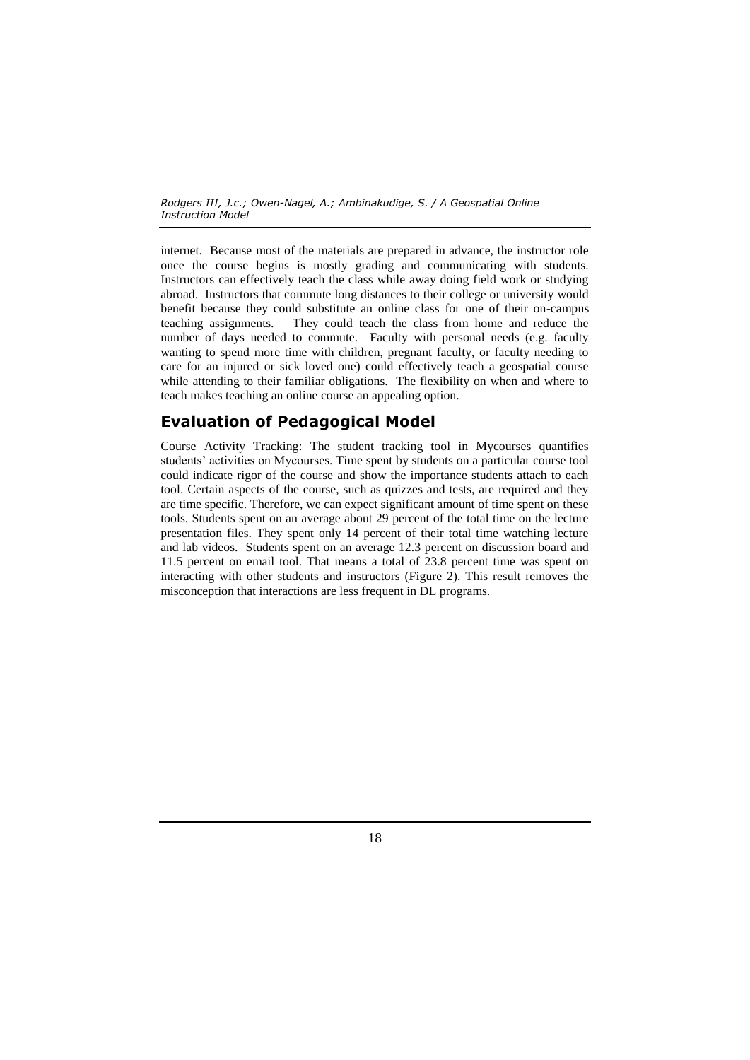internet. Because most of the materials are prepared in advance, the instructor role once the course begins is mostly grading and communicating with students. Instructors can effectively teach the class while away doing field work or studying abroad. Instructors that commute long distances to their college or university would benefit because they could substitute an online class for one of their on-campus teaching assignments. They could teach the class from home and reduce the number of days needed to commute. Faculty with personal needs (e.g. faculty wanting to spend more time with children, pregnant faculty, or faculty needing to care for an injured or sick loved one) could effectively teach a geospatial course while attending to their familiar obligations. The flexibility on when and where to teach makes teaching an online course an appealing option.

## Evaluation of Pedagogical Model

Course Activity Tracking: The student tracking tool in Mycourses quantifies students' activities on Mycourses. Time spent by students on a particular course tool could indicate rigor of the course and show the importance students attach to each tool. Certain aspects of the course, such as quizzes and tests, are required and they are time specific. Therefore, we can expect significant amount of time spent on these tools. Students spent on an average about 29 percent of the total time on the lecture presentation files. They spent only 14 percent of their total time watching lecture and lab videos. Students spent on an average 12.3 percent on discussion board and 11.5 percent on email tool. That means a total of 23.8 percent time was spent on interacting with other students and instructors (Figure 2). This result removes the misconception that interactions are less frequent in DL programs.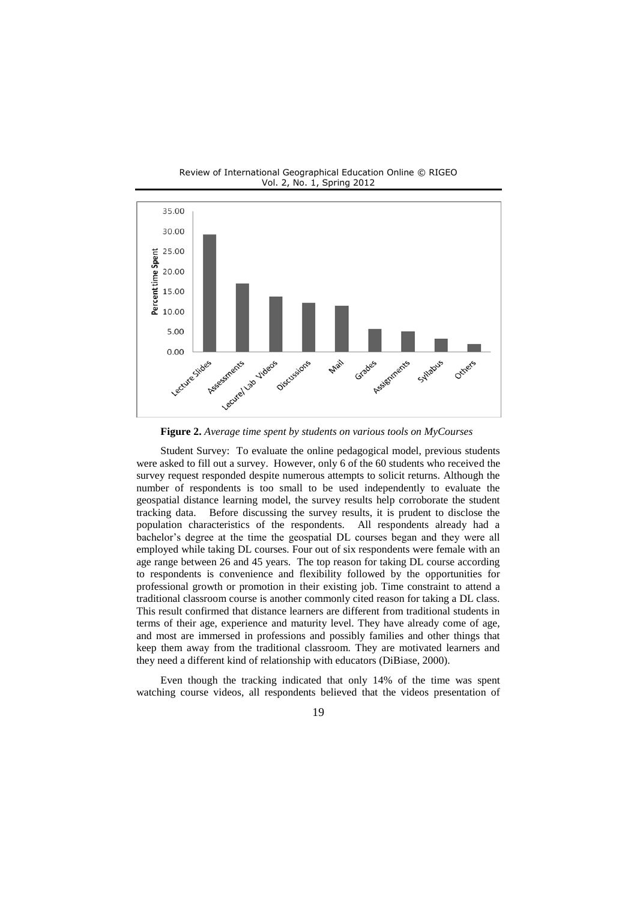**Figure 2.** *Average time spent by students on various tools on MyCourses*

Student Survey: To evaluate the online pedagogical model, previous students were asked to fill out a survey. However, only 6 of the 60 students who received the survey request responded despite numerous attempts to solicit returns. Although the number of respondents is too small to be used independently to evaluate the geospatial distance learning model, the survey results help corroborate the student tracking data. Before discussing the survey results, it is prudent to disclose the population characteristics of the respondents. All respondents already had a bachelor's degree at the time the geospatial DL courses began and they were all employed while taking DL courses. Four out of six respondents were female with an age range between 26 and 45 years. The top reason for taking DL course according to respondents is convenience and flexibility followed by the opportunities for professional growth or promotion in their existing job. Time constraint to attend a traditional classroom course is another commonly cited reason for taking a DL class. This result confirmed that distance learners are different from traditional students in terms of their age, experience and maturity level. They have already come of age, and most are immersed in professions and possibly families and other things that keep them away from the traditional classroom. They are motivated learners and they need a different kind of relationship with educators (DiBiase, 2000).

Even though the tracking indicated that only 14% of the time was spent watching course videos, all respondents believed that the videos presentation of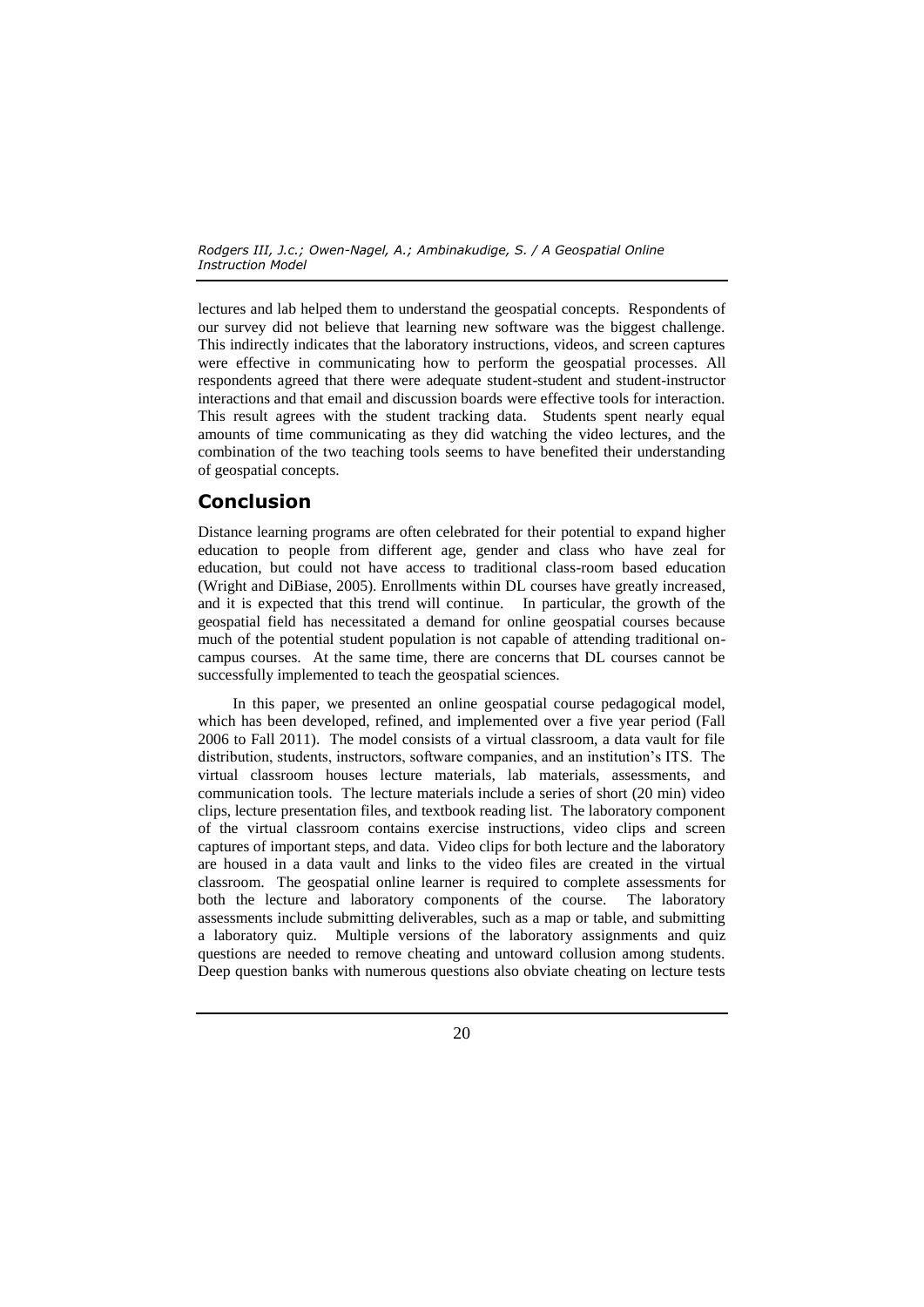lectures and lab helped them to understand the geospatial concepts. Respondents of our survey did not believe that learning new software was the biggest challenge. This indirectly indicates that the laboratory instructions, videos, and screen captures were effective in communicating how to perform the geospatial processes. All respondents agreed that there were adequate student-student and student-instructor interactions and that email and discussion boards were effective tools for interaction. This result agrees with the student tracking data. Students spent nearly equal amounts of time communicating as they did watching the video lectures, and the combination of the two teaching tools seems to have benefited their understanding of geospatial concepts.

## Conclusion

Distance learning programs are often celebrated for their potential to expand higher education to people from different age, gender and class who have zeal for education, but could not have access to traditional class-room based education (Wright and DiBiase, 2005). Enrollments within DL courses have greatly increased, and it is expected that this trend will continue. In particular, the growth of the geospatial field has necessitated a demand for online geospatial courses because much of the potential student population is not capable of attending traditional on-campus courses. At the same time, there are concerns that DL courses cannot be successfully implemented to teach the geospatial sciences.

In this paper, we presented an online geospatial course pedagogical model, which has been developed, refined, and implemented over a five year period (Fall 2006 to Fall 2011). The model consists of a virtual classroom, a data vault for file distribution, students, instructors, software companies, and an institution's ITS. The virtual classroom houses lecture materials, lab materials, assessments, and communication tools. The lecture materials include a series of short (20 min) video clips, lecture presentation files, and textbook reading list. The laboratory component of the virtual classroom contains exercise instructions, video clips and screen captures of important steps, and data. Video clips for both lecture and the laboratory are housed in a data vault and links to the video files are created in the virtual classroom. The geospatial online learner is required to complete assessments for both the lecture and laboratory components of the course. The laboratory assessments include submitting deliverables, such as a map or table, and submitting a laboratory quiz. Multiple versions of the laboratory assignments and quiz questions are needed to remove cheating and untoward collusion among students. Deep question banks with numerous questions also obviate cheating on lecture tests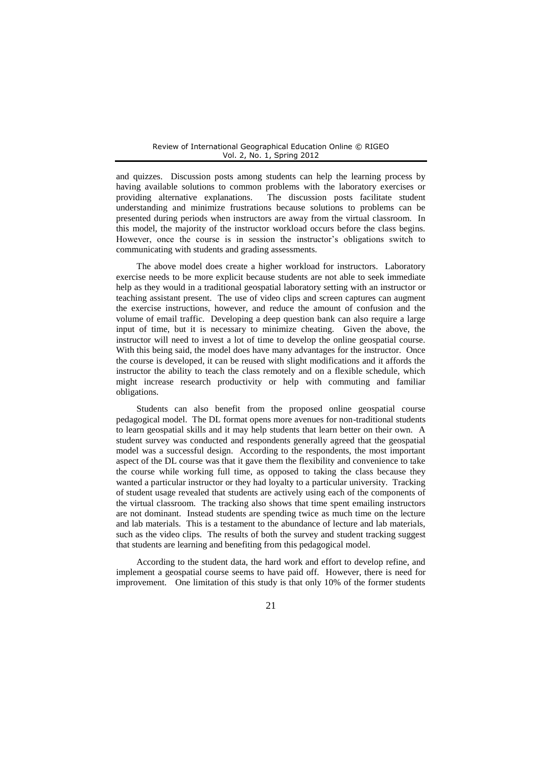and quizzes. Discussion posts among students can help the learning process by having available solutions to common problems with the laboratory exercises or providing alternative explanations. The discussion posts facilitate student understanding and minimize frustrations because solutions to problems can be presented during periods when instructors are away from the virtual classroom. In this model, the majority of the instructor workload occurs before the class begins. However, once the course is in session the instructor's obligations switch to communicating with students and grading assessments.

The above model does create a higher workload for instructors. Laboratory exercise needs to be more explicit because students are not able to seek immediate help as they would in a traditional geospatial laboratory setting with an instructor or teaching assistant present. The use of video clips and screen captures can augment the exercise instructions, however, and reduce the amount of confusion and the volume of email traffic. Developing a deep question bank can also require a large input of time, but it is necessary to minimize cheating. Given the above, the instructor will need to invest a lot of time to develop the online geospatial course. With this being said, the model does have many advantages for the instructor. Once the course is developed, it can be reused with slight modifications and it affords the instructor the ability to teach the class remotely and on a flexible schedule, which might increase research productivity or help with commuting and familiar obligations.

Students can also benefit from the proposed online geospatial course pedagogical model. The DL format opens more avenues for non-traditional students to learn geospatial skills and it may help students that learn better on their own. A student survey was conducted and respondents generally agreed that the geospatial model was a successful design. According to the respondents, the most important aspect of the DL course was that it gave them the flexibility and convenience to take the course while working full time, as opposed to taking the class because they wanted a particular instructor or they had loyalty to a particular university. Tracking of student usage revealed that students are actively using each of the components of the virtual classroom. The tracking also shows that time spent emailing instructors are not dominant. Instead students are spending twice as much time on the lecture and lab materials. This is a testament to the abundance of lecture and lab materials, such as the video clips. The results of both the survey and student tracking suggest that students are learning and benefiting from this pedagogical model.

According to the student data, the hard work and effort to develop refine, and implement a geospatial course seems to have paid off. However, there is need for improvement. One limitation of this study is that only 10% of the former students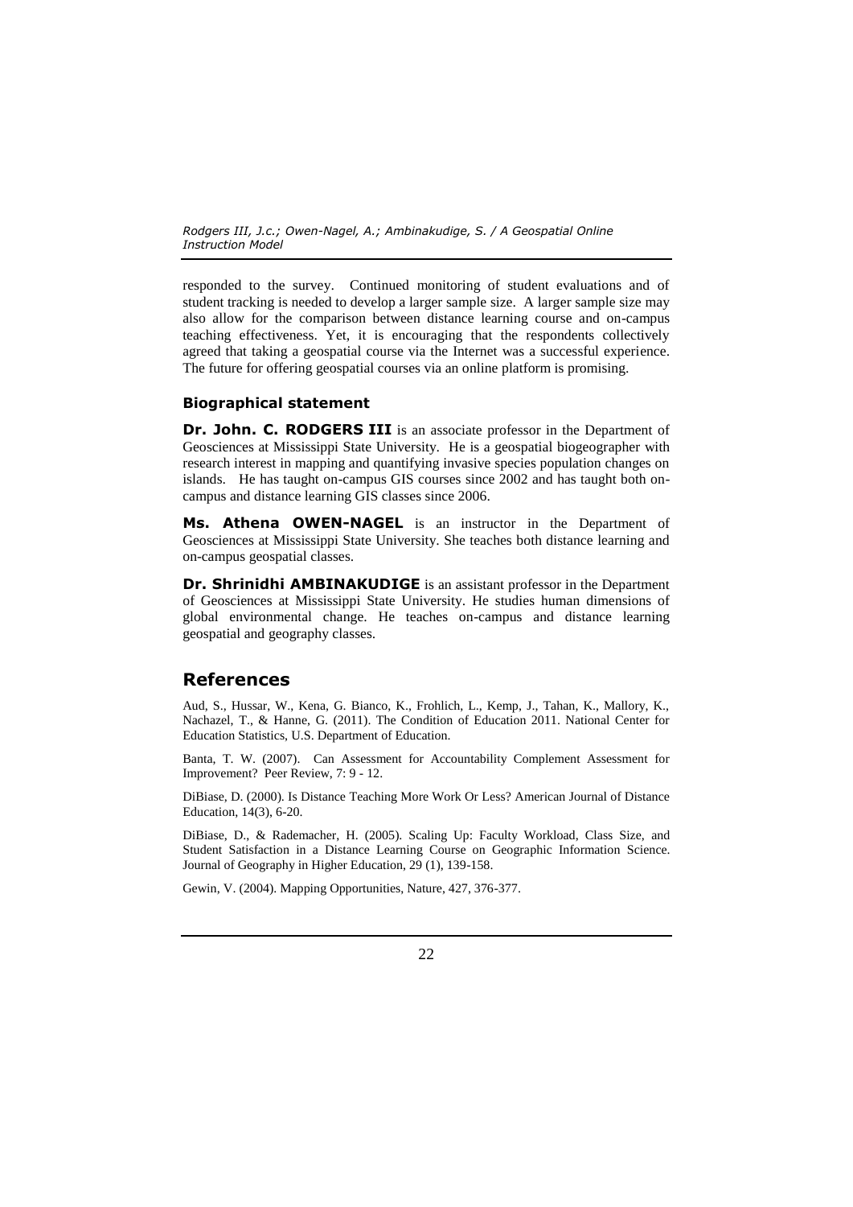responded to the survey. Continued monitoring of student evaluations and of student tracking is needed to develop a larger sample size. A larger sample size may also allow for the comparison between distance learning course and on-campus teaching effectiveness. Yet, it is encouraging that the respondents collectively agreed that taking a geospatial course via the Internet was a successful experience. The future for offering geospatial courses via an online platform is promising.

### Biographical statement

**Dr. John. C. RODGERS III** is an associate professor in the Department of Geosciences at Mississippi State University. He is a geospatial biogeographer with research interest in mapping and quantifying invasive species population changes on islands. He has taught on-campus GIS courses since 2002 and has taught both on-campus and distance learning GIS classes since 2006.

**Ms. Athena OWEN-NAGEL** is an instructor in the Department of Geosciences at Mississippi State University. She teaches both distance learning and on-campus geospatial classes.

**Dr. Shrinidhi AMBINAKUDIGE** is an assistant professor in the Department of Geosciences at Mississippi State University. He studies human dimensions of global environmental change. He teaches on-campus and distance learning geospatial and geography classes.

## References

Aud, S., Hussar, W., Kena, G. Bianco, K., Frohlich, L., Kemp, J., Tahan, K., Mallory, K., Nachazel, T., & Hanne, G. (2011). The Condition of Education 2011. National Center for Education Statistics, U.S. Department of Education.

Banta, T. W. (2007). Can Assessment for Accountability Complement Assessment for Improvement? Peer Review, 7: 9 - 12.

DiBiase, D. (2000). Is Distance Teaching More Work Or Less? American Journal of Distance Education, 14(3), 6-20.

DiBiase, D., & Rademacher, H. (2005). Scaling Up: Faculty Workload, Class Size, and Student Satisfaction in a Distance Learning Course on Geographic Information Science. Journal of Geography in Higher Education, 29 (1), 139-158.

Gewin, V. (2004). Mapping Opportunities, Nature, 427, 376-377.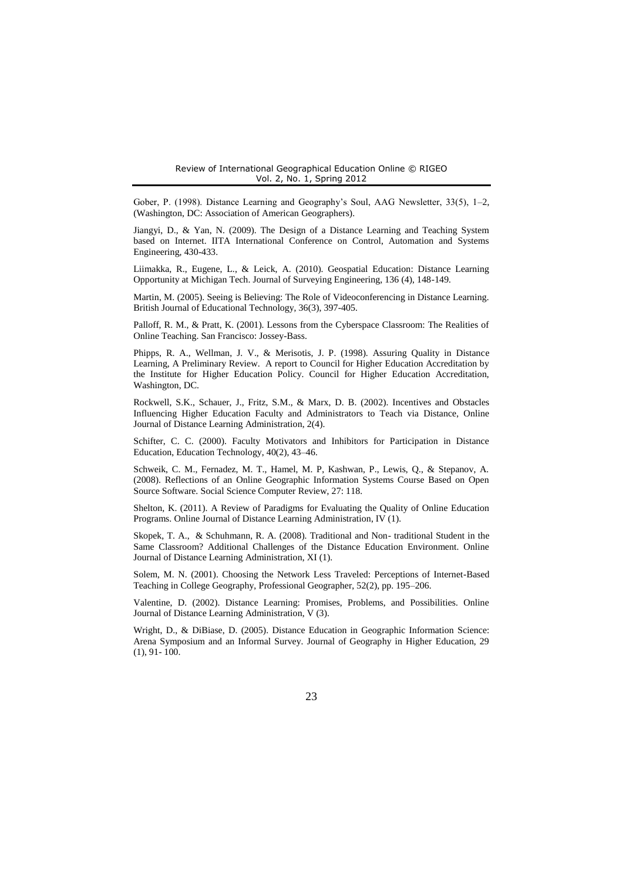Gober, P. (1998). Distance Learning and Geography's Soul, AAG Newsletter, 33(5), 1–2, (Washington, DC: Association of American Geographers).

Jiangyi, D., & Yan, N. (2009). The Design of a Distance Learning and Teaching System based on Internet. IITA International Conference on Control, Automation and Systems Engineering, 430-433.

Liimakka, R., Eugene, L., & Leick, A. (2010). Geospatial Education: Distance Learning Opportunity at Michigan Tech. Journal of Surveying Engineering, 136 (4), 148-149.

Martin, M. (2005). Seeing is Believing: The Role of Videoconferencing in Distance Learning. British Journal of Educational Technology, 36(3), 397-405.

Palloff, R. M., & Pratt, K. (2001). Lessons from the Cyberspace Classroom: The Realities of Online Teaching. San Francisco: Jossey-Bass.

Phipps, R. A., Wellman, J. V., & Merisotis, J. P. (1998). Assuring Quality in Distance Learning, A Preliminary Review. A report to Council for Higher Education Accreditation by the Institute for Higher Education Policy. Council for Higher Education Accreditation, Washington, DC.

Rockwell, S.K., Schauer, J., Fritz, S.M., & Marx, D. B. (2002). Incentives and Obstacles Influencing Higher Education Faculty and Administrators to Teach via Distance, Online Journal of Distance Learning Administration, 2(4).

Schifter, C. C. (2000). Faculty Motivators and Inhibitors for Participation in Distance Education, Education Technology, 40(2), 43–46.

Schweik, C. M., Fernadez, M. T., Hamel, M. P, Kashwan, P., Lewis, Q., & Stepanov, A. (2008). Reflections of an Online Geographic Information Systems Course Based on Open Source Software. Social Science Computer Review, 27: 118.

Shelton, K. (2011). A Review of Paradigms for Evaluating the Quality of Online Education Programs. Online Journal of Distance Learning Administration, IV (1).

Skopek, T. A., & Schuhmann, R. A. (2008). Traditional and Non- traditional Student in the Same Classroom? Additional Challenges of the Distance Education Environment. Online Journal of Distance Learning Administration, XI (1).

Solem, M. N. (2001). Choosing the Network Less Traveled: Perceptions of Internet-Based Teaching in College Geography, Professional Geographer, 52(2), pp. 195–206.

Valentine, D. (2002). Distance Learning: Promises, Problems, and Possibilities. Online Journal of Distance Learning Administration, V (3).

Wright, D., & DiBiase, D. (2005). Distance Education in Geographic Information Science: Arena Symposium and an Informal Survey. Journal of Geography in Higher Education, 29 (1), 91- 100.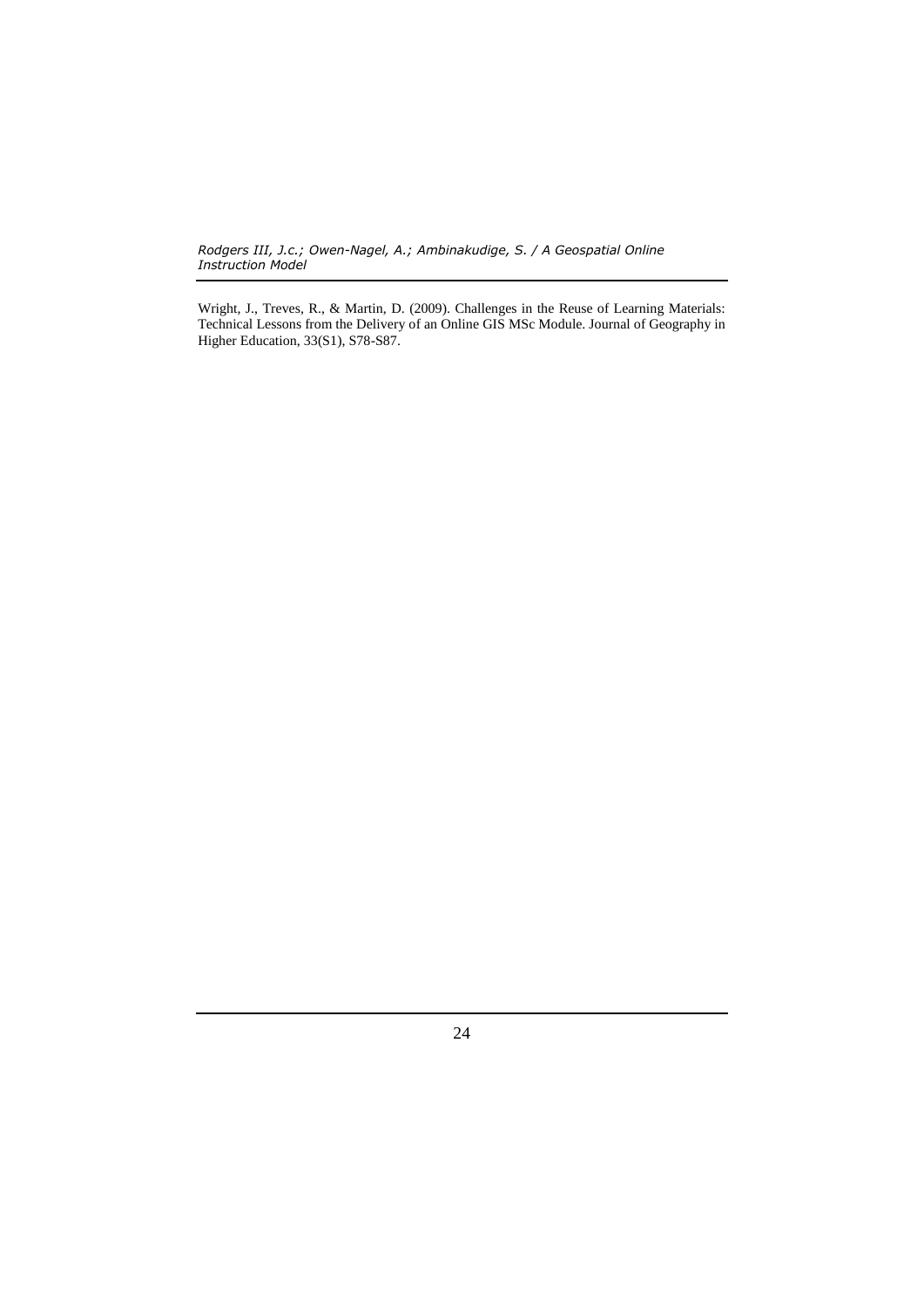Wright, J., Treves, R., & Martin, D. (2009). Challenges in the Reuse of Learning Materials: Technical Lessons from the Delivery of an Online GIS MSc Module. Journal of Geography in Higher Education, 33(S1), S78-S87.